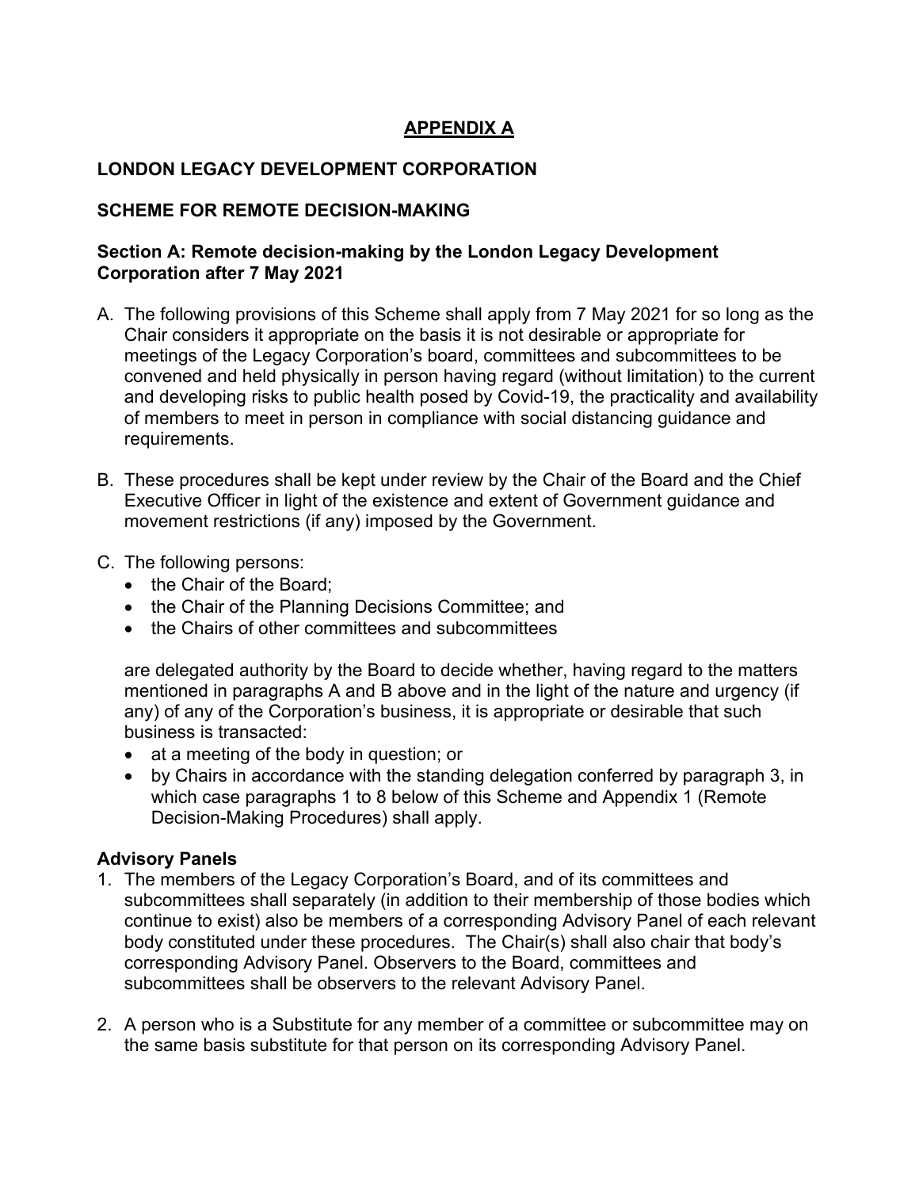# APPENDIX A

## LONDON LEGACY DEVELOPMENT CORPORATION

## SCHEME FOR REMOTE DECISION-MAKING

### Section A: Remote decision-making by the London Legacy Development Corporation after 7 May 2021

A. The following provisions of this Scheme shall apply from 7 May 2021 for so long as the Chair considers it appropriate on the basis it is not desirable or appropriate for meetings of the Legacy Corporation's board, committees and subcommittees to be convened and held physically in person having regard (without limitation) to the current and developing risks to public health posed by Covid-19, the practicality and availability of members to meet in person in compliance with social distancing guidance and requirements.

B. These procedures shall be kept under review by the Chair of the Board and the Chief Executive Officer in light of the existence and extent of Government guidance and movement restrictions (if any) imposed by the Government.

C. The following persons:
   - the Chair of the Board;
   - the Chair of the Planning Decisions Committee; and
   - the Chairs of other committees and subcommittees

   are delegated authority by the Board to decide whether, having regard to the matters mentioned in paragraphs A and B above and in the light of the nature and urgency (if any) of any of the Corporation's business, it is appropriate or desirable that such business is transacted:
   - at a meeting of the body in question; or
   - by Chairs in accordance with the standing delegation conferred by paragraph 3, in which case paragraphs 1 to 8 below of this Scheme and Appendix 1 (Remote Decision-Making Procedures) shall apply.

### Advisory Panels

1. The members of the Legacy Corporation's Board, and of its committees and subcommittees shall separately (in addition to their membership of those bodies which continue to exist) also be members of a corresponding Advisory Panel of each relevant body constituted under these procedures. The Chair(s) shall also chair that body's corresponding Advisory Panel. Observers to the Board, committees and subcommittees shall be observers to the relevant Advisory Panel.

2. A person who is a Substitute for any member of a committee or subcommittee may on the same basis substitute for that person on its corresponding Advisory Panel.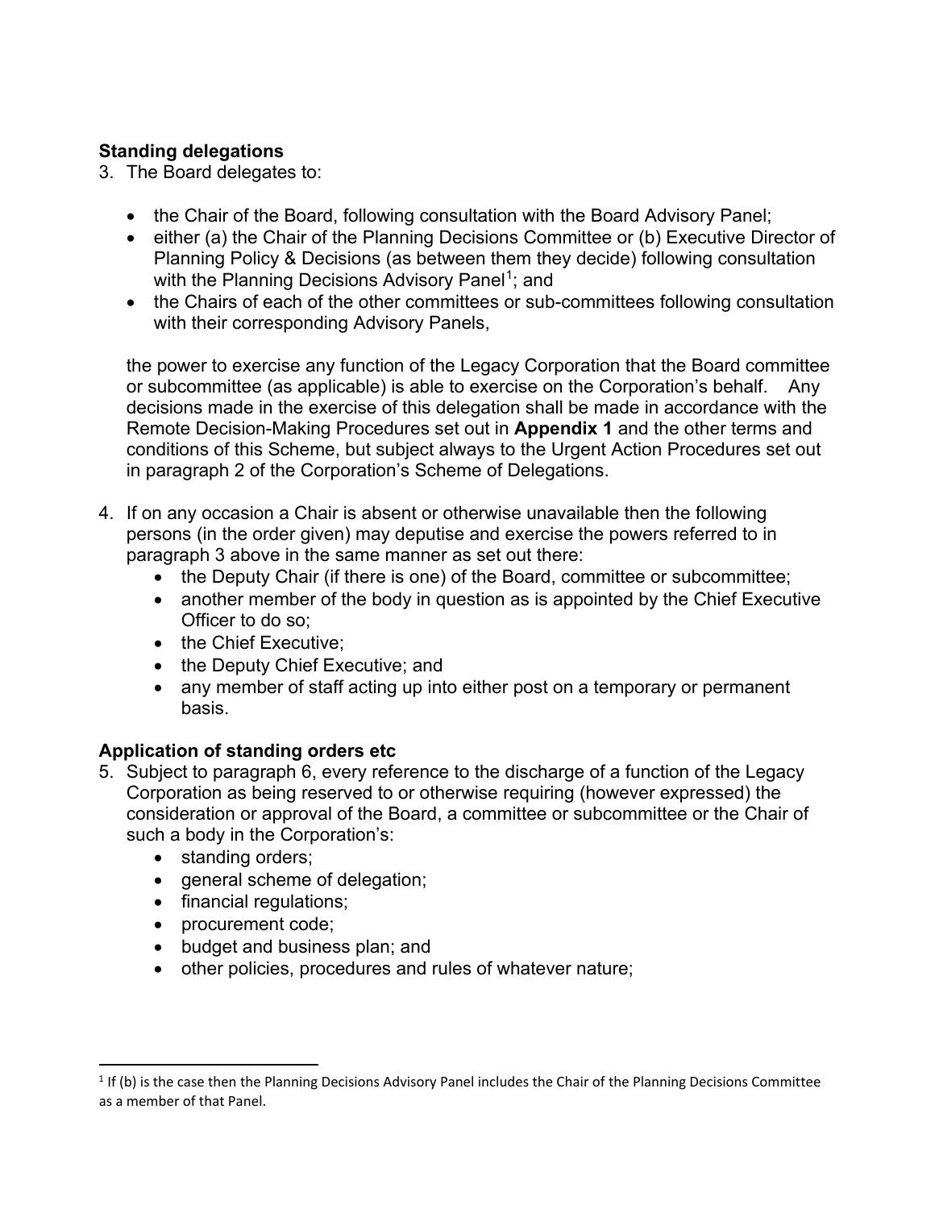**Standing delegations**

3. The Board delegates to:

    - the Chair of the Board, following consultation with the Board Advisory Panel;
    - either (a) the Chair of the Planning Decisions Committee or (b) Executive Director of Planning Policy & Decisions (as between them they decide) following consultation with the Planning Decisions Advisory Panel[1]; and
    - the Chairs of each of the other committees or sub-committees following consultation with their corresponding Advisory Panels,

    the power to exercise any function of the Legacy Corporation that the Board committee or subcommittee (as applicable) is able to exercise on the Corporation's behalf. Any decisions made in the exercise of this delegation shall be made in accordance with the Remote Decision-Making Procedures set out in **Appendix 1** and the other terms and conditions of this Scheme, but subject always to the Urgent Action Procedures set out in paragraph 2 of the Corporation's Scheme of Delegations.

4. If on any occasion a Chair is absent or otherwise unavailable then the following persons (in the order given) may deputise and exercise the powers referred to in paragraph 3 above in the same manner as set out there:
    - the Deputy Chair (if there is one) of the Board, committee or subcommittee;
    - another member of the body in question as is appointed by the Chief Executive Officer to do so;
    - the Chief Executive;
    - the Deputy Chief Executive; and
    - any member of staff acting up into either post on a temporary or permanent basis.

**Application of standing orders etc**

5. Subject to paragraph 6, every reference to the discharge of a function of the Legacy Corporation as being reserved to or otherwise requiring (however expressed) the consideration or approval of the Board, a committee or subcommittee or the Chair of such a body in the Corporation's:
    - standing orders;
    - general scheme of delegation;
    - financial regulations;
    - procurement code;
    - budget and business plan; and
    - other policies, procedures and rules of whatever nature;

---

[1] If (b) is the case then the Planning Decisions Advisory Panel includes the Chair of the Planning Decisions Committee as a member of that Panel.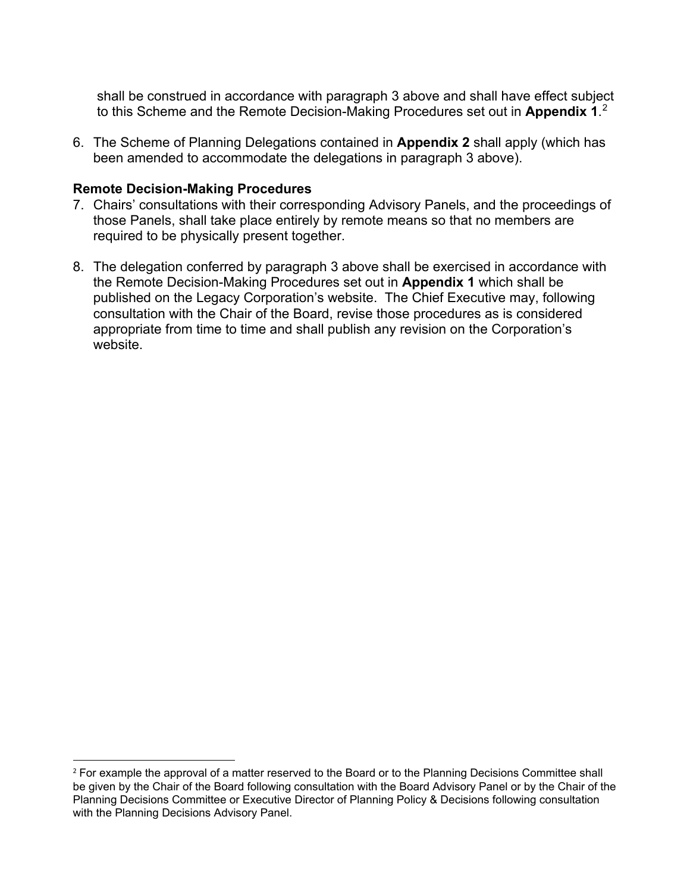shall be construed in accordance with paragraph 3 above and shall have effect subject to this Scheme and the Remote Decision-Making Procedures set out in **Appendix 1**.[2]

6. The Scheme of Planning Delegations contained in **Appendix 2** shall apply (which has been amended to accommodate the delegations in paragraph 3 above).

**Remote Decision-Making Procedures**

7. Chairs' consultations with their corresponding Advisory Panels, and the proceedings of those Panels, shall take place entirely by remote means so that no members are required to be physically present together.

8. The delegation conferred by paragraph 3 above shall be exercised in accordance with the Remote Decision-Making Procedures set out in **Appendix 1** which shall be published on the Legacy Corporation's website. The Chief Executive may, following consultation with the Chair of the Board, revise those procedures as is considered appropriate from time to time and shall publish any revision on the Corporation's website.

---

[2] For example the approval of a matter reserved to the Board or to the Planning Decisions Committee shall be given by the Chair of the Board following consultation with the Board Advisory Panel or by the Chair of the Planning Decisions Committee or Executive Director of Planning Policy & Decisions following consultation with the Planning Decisions Advisory Panel.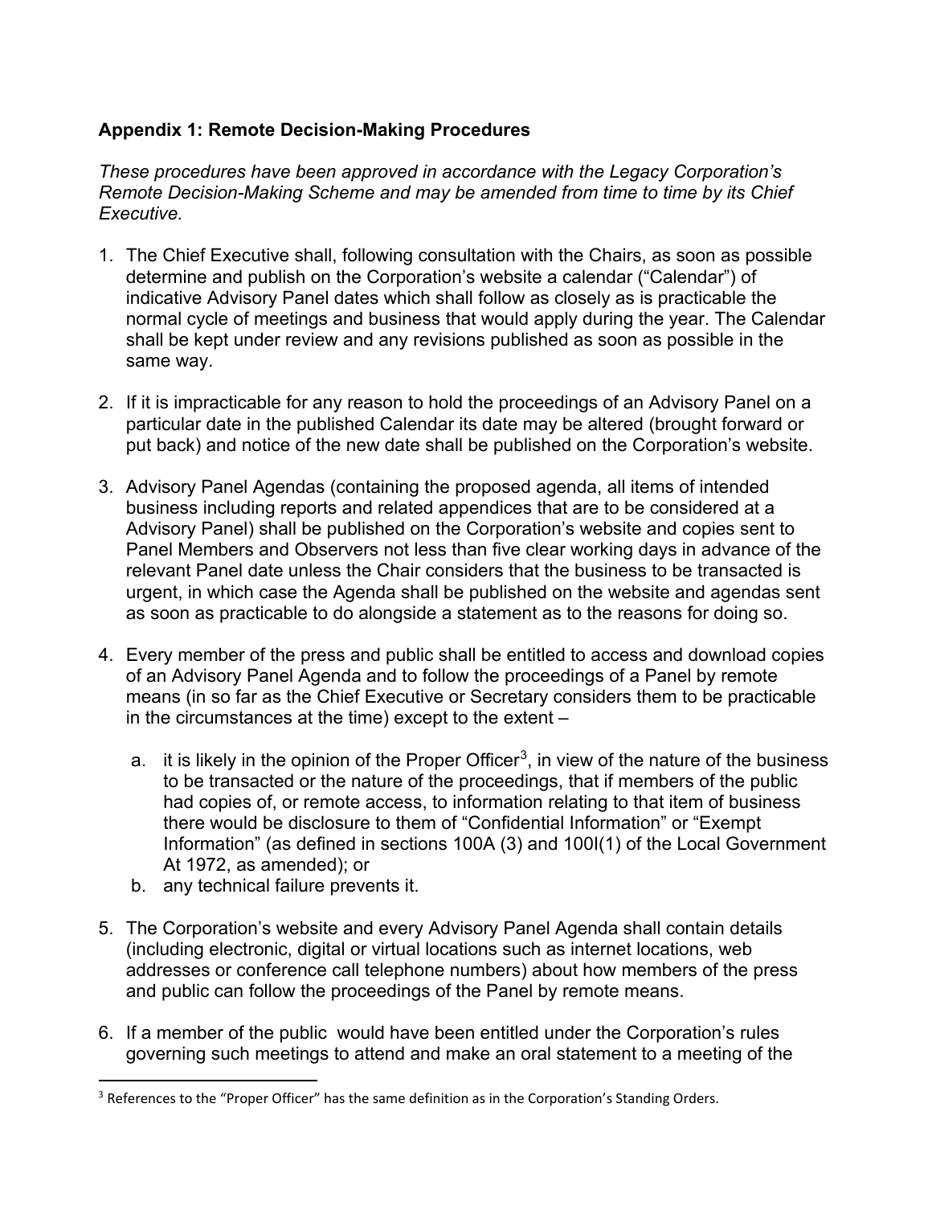**Appendix 1: Remote Decision-Making Procedures**

*These procedures have been approved in accordance with the Legacy Corporation's Remote Decision-Making Scheme and may be amended from time to time by its Chief Executive.*

1. The Chief Executive shall, following consultation with the Chairs, as soon as possible determine and publish on the Corporation's website a calendar ("Calendar") of indicative Advisory Panel dates which shall follow as closely as is practicable the normal cycle of meetings and business that would apply during the year. The Calendar shall be kept under review and any revisions published as soon as possible in the same way.

2. If it is impracticable for any reason to hold the proceedings of an Advisory Panel on a particular date in the published Calendar its date may be altered (brought forward or put back) and notice of the new date shall be published on the Corporation's website.

3. Advisory Panel Agendas (containing the proposed agenda, all items of intended business including reports and related appendices that are to be considered at a Advisory Panel) shall be published on the Corporation's website and copies sent to Panel Members and Observers not less than five clear working days in advance of the relevant Panel date unless the Chair considers that the business to be transacted is urgent, in which case the Agenda shall be published on the website and agendas sent as soon as practicable to do alongside a statement as to the reasons for doing so.

4. Every member of the press and public shall be entitled to access and download copies of an Advisory Panel Agenda and to follow the proceedings of a Panel by remote means (in so far as the Chief Executive or Secretary considers them to be practicable in the circumstances at the time) except to the extent –

   a. it is likely in the opinion of the Proper Officer[3], in view of the nature of the business to be transacted or the nature of the proceedings, that if members of the public had copies of, or remote access, to information relating to that item of business there would be disclosure to them of "Confidential Information" or "Exempt Information" (as defined in sections 100A (3) and 100I(1) of the Local Government At 1972, as amended); or
   b. any technical failure prevents it.

5. The Corporation's website and every Advisory Panel Agenda shall contain details (including electronic, digital or virtual locations such as internet locations, web addresses or conference call telephone numbers) about how members of the press and public can follow the proceedings of the Panel by remote means.

6. If a member of the public would have been entitled under the Corporation's rules governing such meetings to attend and make an oral statement to a meeting of the

---

[3] References to the "Proper Officer" has the same definition as in the Corporation's Standing Orders.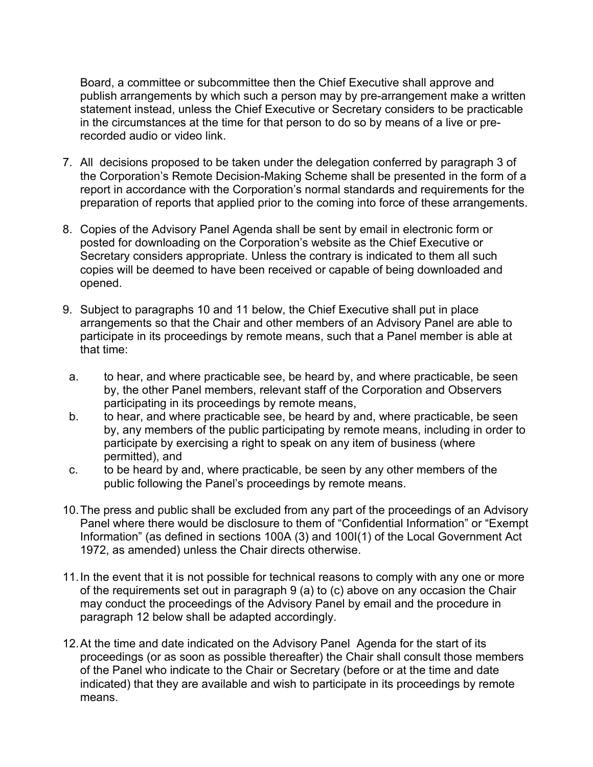Board, a committee or subcommittee then the Chief Executive shall approve and publish arrangements by which such a person may by pre-arrangement make a written statement instead, unless the Chief Executive or Secretary considers to be practicable in the circumstances at the time for that person to do so by means of a live or pre-recorded audio or video link.

7. All decisions proposed to be taken under the delegation conferred by paragraph 3 of the Corporation's Remote Decision-Making Scheme shall be presented in the form of a report in accordance with the Corporation's normal standards and requirements for the preparation of reports that applied prior to the coming into force of these arrangements.

8. Copies of the Advisory Panel Agenda shall be sent by email in electronic form or posted for downloading on the Corporation's website as the Chief Executive or Secretary considers appropriate. Unless the contrary is indicated to them all such copies will be deemed to have been received or capable of being downloaded and opened.

9. Subject to paragraphs 10 and 11 below, the Chief Executive shall put in place arrangements so that the Chair and other members of an Advisory Panel are able to participate in its proceedings by remote means, such that a Panel member is able at that time:

   a. to hear, and where practicable see, be heard by, and where practicable, be seen by, the other Panel members, relevant staff of the Corporation and Observers participating in its proceedings by remote means,
   b. to hear, and where practicable see, be heard by and, where practicable, be seen by, any members of the public participating by remote means, including in order to participate by exercising a right to speak on any item of business (where permitted), and
   c. to be heard by and, where practicable, be seen by any other members of the public following the Panel's proceedings by remote means.

10. The press and public shall be excluded from any part of the proceedings of an Advisory Panel where there would be disclosure to them of "Confidential Information" or "Exempt Information" (as defined in sections 100A (3) and 100I(1) of the Local Government Act 1972, as amended) unless the Chair directs otherwise.

11. In the event that it is not possible for technical reasons to comply with any one or more of the requirements set out in paragraph 9 (a) to (c) above on any occasion the Chair may conduct the proceedings of the Advisory Panel by email and the procedure in paragraph 12 below shall be adapted accordingly.

12. At the time and date indicated on the Advisory Panel Agenda for the start of its proceedings (or as soon as possible thereafter) the Chair shall consult those members of the Panel who indicate to the Chair or Secretary (before or at the time and date indicated) that they are available and wish to participate in its proceedings by remote means.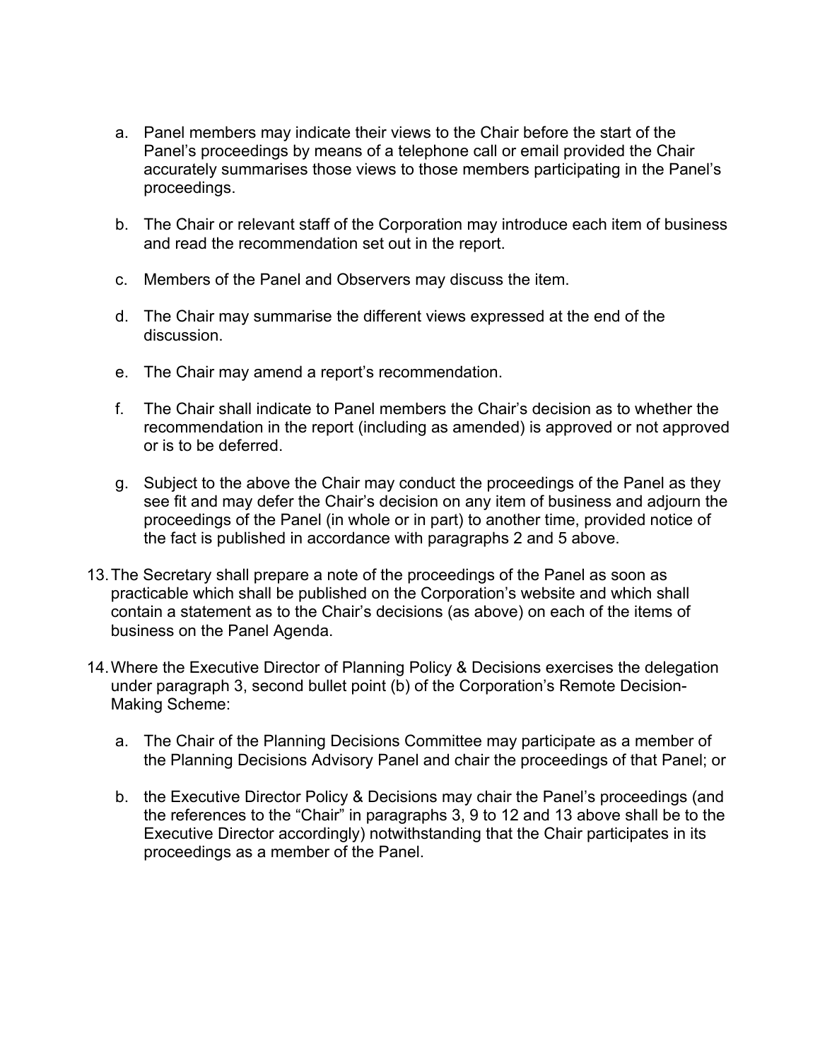a. Panel members may indicate their views to the Chair before the start of the Panel's proceedings by means of a telephone call or email provided the Chair accurately summarises those views to those members participating in the Panel's proceedings.

b. The Chair or relevant staff of the Corporation may introduce each item of business and read the recommendation set out in the report.

c. Members of the Panel and Observers may discuss the item.

d. The Chair may summarise the different views expressed at the end of the discussion.

e. The Chair may amend a report's recommendation.

f. The Chair shall indicate to Panel members the Chair's decision as to whether the recommendation in the report (including as amended) is approved or not approved or is to be deferred.

g. Subject to the above the Chair may conduct the proceedings of the Panel as they see fit and may defer the Chair's decision on any item of business and adjourn the proceedings of the Panel (in whole or in part) to another time, provided notice of the fact is published in accordance with paragraphs 2 and 5 above.

13. The Secretary shall prepare a note of the proceedings of the Panel as soon as practicable which shall be published on the Corporation's website and which shall contain a statement as to the Chair's decisions (as above) on each of the items of business on the Panel Agenda.

14. Where the Executive Director of Planning Policy & Decisions exercises the delegation under paragraph 3, second bullet point (b) of the Corporation's Remote Decision-Making Scheme:

    a. The Chair of the Planning Decisions Committee may participate as a member of the Planning Decisions Advisory Panel and chair the proceedings of that Panel; or

    b. the Executive Director Policy & Decisions may chair the Panel's proceedings (and the references to the "Chair" in paragraphs 3, 9 to 12 and 13 above shall be to the Executive Director accordingly) notwithstanding that the Chair participates in its proceedings as a member of the Panel.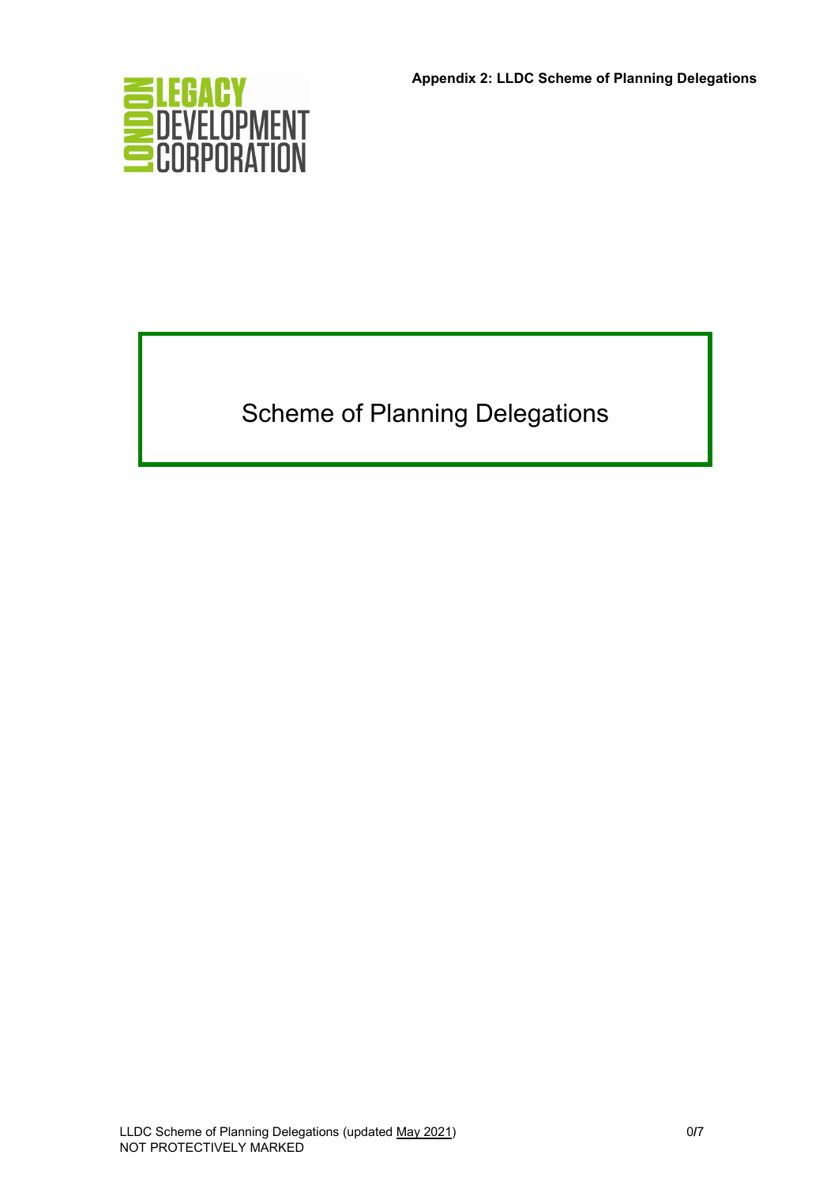**Appendix 2: LLDC Scheme of Planning Delegations**

# Scheme of Planning Delegations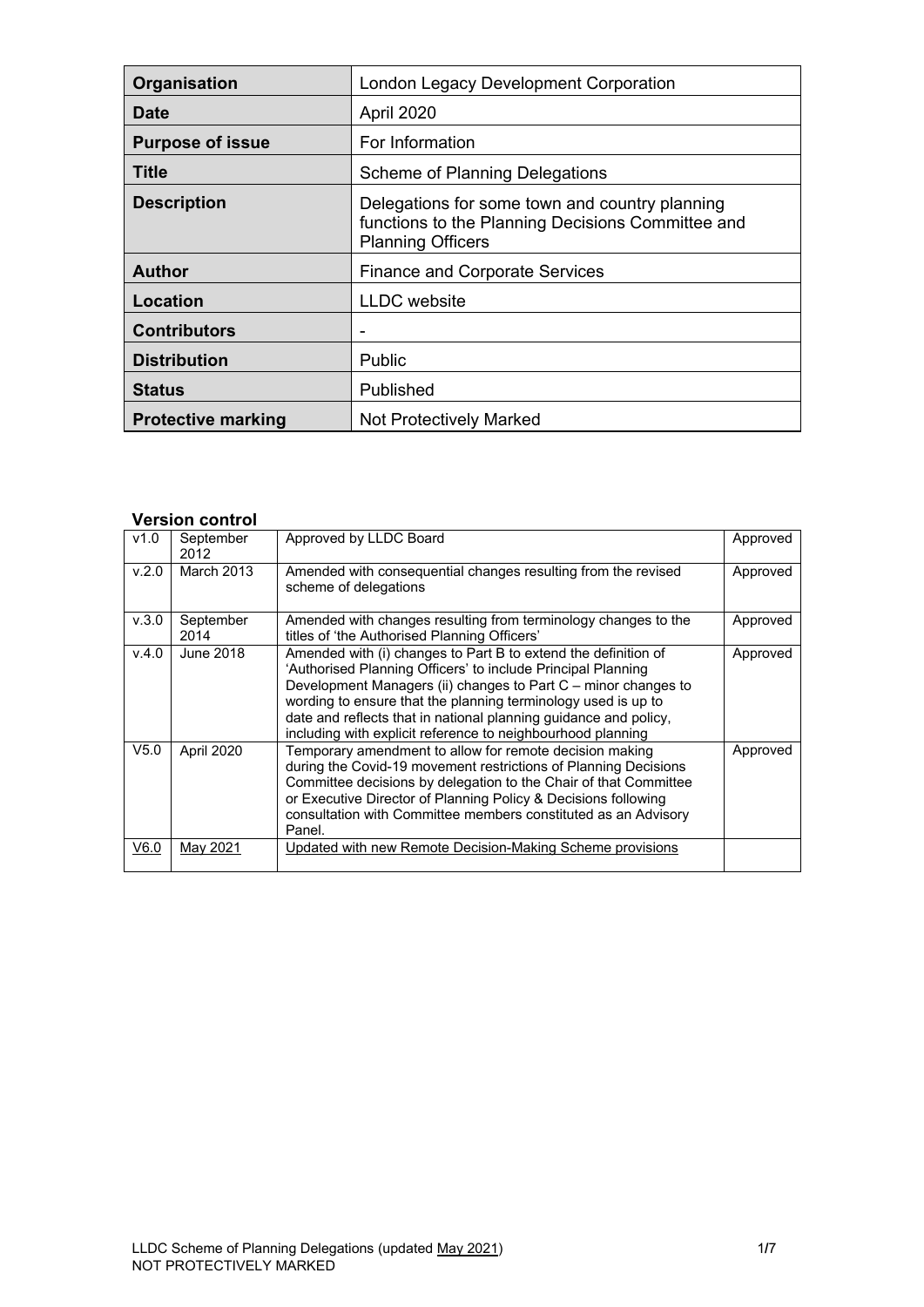| Organisation | London Legacy Development Corporation |
|---|---|
| Date | April 2020 |
| Purpose of issue | For Information |
| Title | Scheme of Planning Delegations |
| Description | Delegations for some town and country planning functions to the Planning Decisions Committee and Planning Officers |
| Author | Finance and Corporate Services |
| Location | LLDC website |
| Contributors | - |
| Distribution | Public |
| Status | Published |
| Protective marking | Not Protectively Marked |

**Version control**

| | | | |
|---|---|---|---|
| v1.0 | September 2012 | Approved by LLDC Board | Approved |
| v.2.0 | March 2013 | Amended with consequential changes resulting from the revised scheme of delegations | Approved |
| v.3.0 | September 2014 | Amended with changes resulting from terminology changes to the titles of 'the Authorised Planning Officers' | Approved |
| v.4.0 | June 2018 | Amended with (i) changes to Part B to extend the definition of 'Authorised Planning Officers' to include Principal Planning Development Managers (ii) changes to Part C – minor changes to wording to ensure that the planning terminology used is up to date and reflects that in national planning guidance and policy, including with explicit reference to neighbourhood planning | Approved |
| V5.0 | April 2020 | Temporary amendment to allow for remote decision making during the Covid-19 movement restrictions of Planning Decisions Committee decisions by delegation to the Chair of that Committee or Executive Director of Planning Policy & Decisions following consultation with Committee members constituted as an Advisory Panel. | Approved |
| V6.0 | May 2021 | Updated with new Remote Decision-Making Scheme provisions | |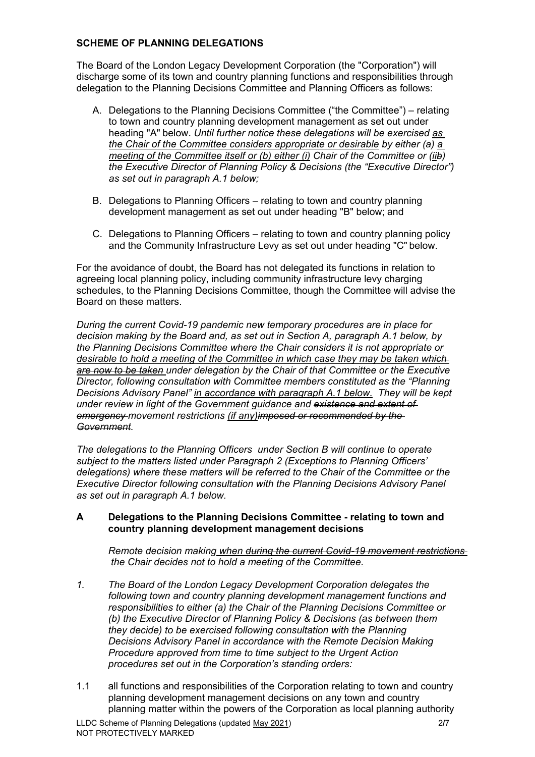**SCHEME OF PLANNING DELEGATIONS**

The Board of the London Legacy Development Corporation (the "Corporation") will discharge some of its town and country planning functions and responsibilities through delegation to the Planning Decisions Committee and Planning Officers as follows:

A. Delegations to the Planning Decisions Committee ("the Committee") – relating to town and country planning development management as set out under heading "A" below. *Until further notice these delegations will be exercised as the Chair of the Committee considers appropriate or desirable by either (a) a meeting of the Committee itself or (b) either (i) Chair of the Committee or (iib) the Executive Director of Planning Policy & Decisions (the "Executive Director") as set out in paragraph A.1 below;*

B. Delegations to Planning Officers – relating to town and country planning development management as set out under heading "B" below; and

C. Delegations to Planning Officers – relating to town and country planning policy and the Community Infrastructure Levy as set out under heading "C" below.

For the avoidance of doubt, the Board has not delegated its functions in relation to agreeing local planning policy, including community infrastructure levy charging schedules, to the Planning Decisions Committee, though the Committee will advise the Board on these matters.

*During the current Covid-19 pandemic new temporary procedures are in place for decision making by the Board and, as set out in Section A, paragraph A.1 below, by the Planning Decisions Committee where the Chair considers it is not appropriate or desirable to hold a meeting of the Committee in which case they may be taken ~~which are now to be taken~~ under delegation by the Chair of that Committee or the Executive Director, following consultation with Committee members constituted as the "Planning Decisions Advisory Panel" in accordance with paragraph A.1 below. They will be kept under review in light of the Government guidance and ~~existence and extent of emergency~~ movement restrictions (if any)~~imposed or recommended by the Government~~.*

*The delegations to the Planning Officers under Section B will continue to operate subject to the matters listed under Paragraph 2 (Exceptions to Planning Officers' delegations) where these matters will be referred to the Chair of the Committee or the Executive Director following consultation with the Planning Decisions Advisory Panel as set out in paragraph A.1 below.*

## A Delegations to the Planning Decisions Committee - relating to town and country planning development management decisions

*Remote decision making when ~~during the current Covid-19 movement restrictions~~ the Chair decides not to hold a meeting of the Committee.*

*1. The Board of the London Legacy Development Corporation delegates the following town and country planning development management functions and responsibilities to either (a) the Chair of the Planning Decisions Committee or (b) the Executive Director of Planning Policy & Decisions (as between them they decide) to be exercised following consultation with the Planning Decisions Advisory Panel in accordance with the Remote Decision Making Procedure approved from time to time subject to the Urgent Action procedures set out in the Corporation's standing orders:*

1.1 all functions and responsibilities of the Corporation relating to town and country planning development management decisions on any town and country planning matter within the powers of the Corporation as local planning authority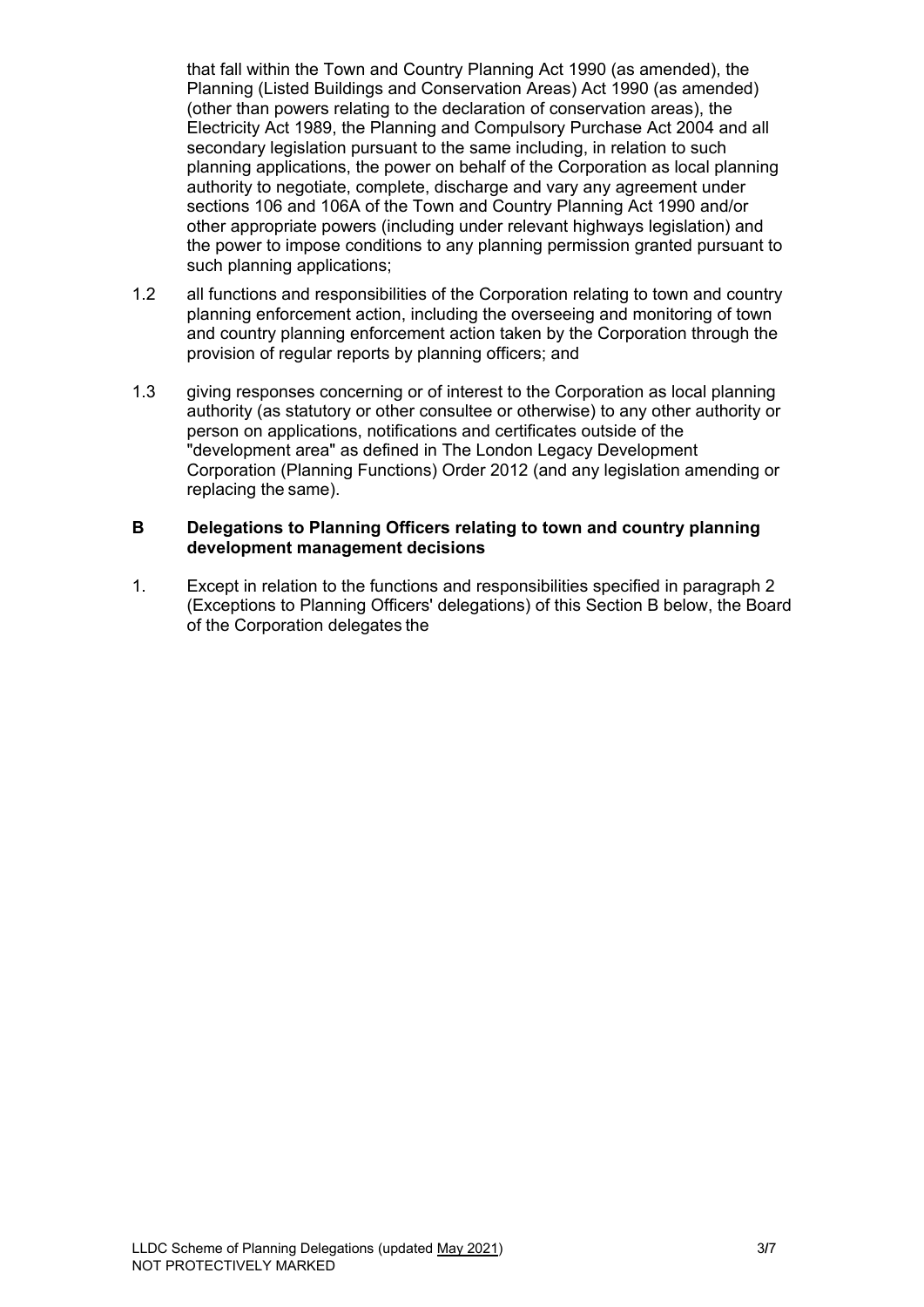that fall within the Town and Country Planning Act 1990 (as amended), the Planning (Listed Buildings and Conservation Areas) Act 1990 (as amended) (other than powers relating to the declaration of conservation areas), the Electricity Act 1989, the Planning and Compulsory Purchase Act 2004 and all secondary legislation pursuant to the same including, in relation to such planning applications, the power on behalf of the Corporation as local planning authority to negotiate, complete, discharge and vary any agreement under sections 106 and 106A of the Town and Country Planning Act 1990 and/or other appropriate powers (including under relevant highways legislation) and the power to impose conditions to any planning permission granted pursuant to such planning applications;

1.2 all functions and responsibilities of the Corporation relating to town and country planning enforcement action, including the overseeing and monitoring of town and country planning enforcement action taken by the Corporation through the provision of regular reports by planning officers; and

1.3 giving responses concerning or of interest to the Corporation as local planning authority (as statutory or other consultee or otherwise) to any other authority or person on applications, notifications and certificates outside of the "development area" as defined in The London Legacy Development Corporation (Planning Functions) Order 2012 (and any legislation amending or replacing the same).

## B Delegations to Planning Officers relating to town and country planning development management decisions

1. Except in relation to the functions and responsibilities specified in paragraph 2 (Exceptions to Planning Officers' delegations) of this Section B below, the Board of the Corporation delegates the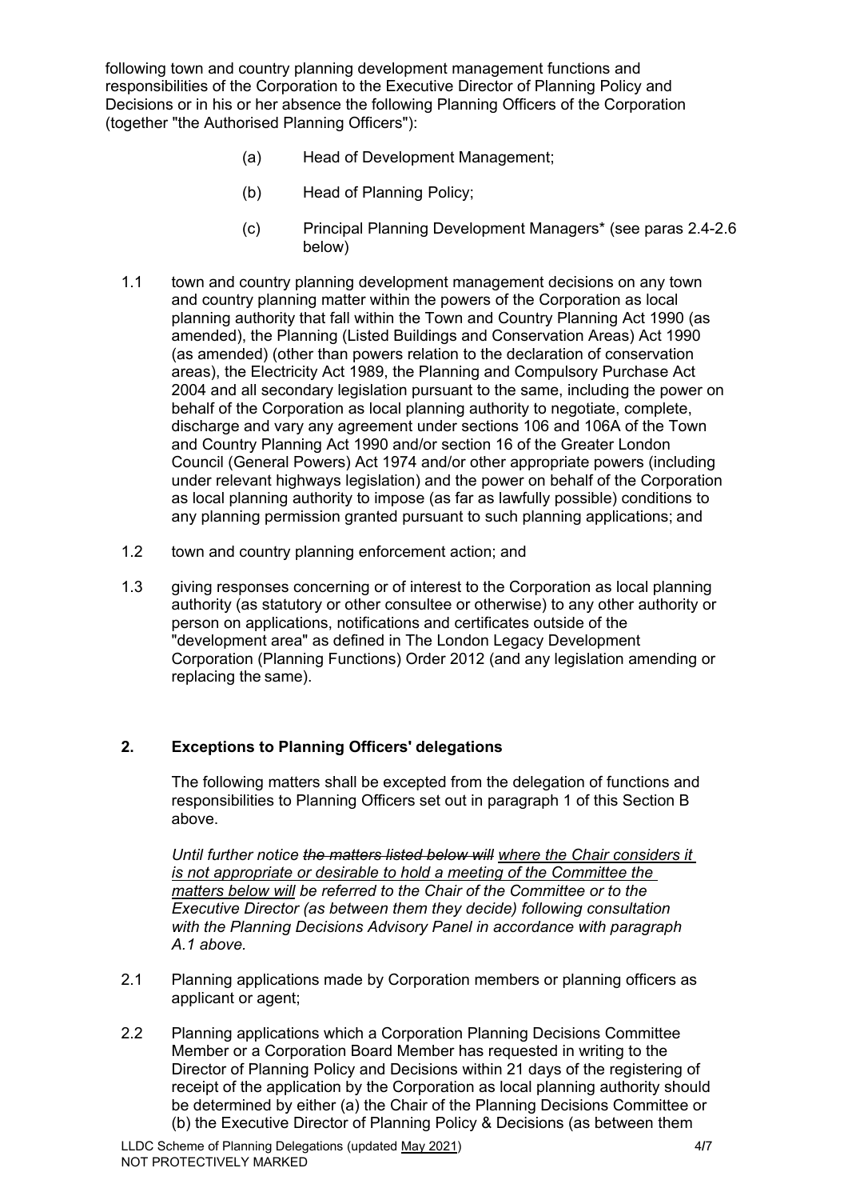following town and country planning development management functions and responsibilities of the Corporation to the Executive Director of Planning Policy and Decisions or in his or her absence the following Planning Officers of the Corporation (together "the Authorised Planning Officers"):

(a) Head of Development Management;

(b) Head of Planning Policy;

(c) Principal Planning Development Managers* (see paras 2.4-2.6 below)

1.1 town and country planning development management decisions on any town and country planning matter within the powers of the Corporation as local planning authority that fall within the Town and Country Planning Act 1990 (as amended), the Planning (Listed Buildings and Conservation Areas) Act 1990 (as amended) (other than powers relation to the declaration of conservation areas), the Electricity Act 1989, the Planning and Compulsory Purchase Act 2004 and all secondary legislation pursuant to the same, including the power on behalf of the Corporation as local planning authority to negotiate, complete, discharge and vary any agreement under sections 106 and 106A of the Town and Country Planning Act 1990 and/or section 16 of the Greater London Council (General Powers) Act 1974 and/or other appropriate powers (including under relevant highways legislation) and the power on behalf of the Corporation as local planning authority to impose (as far as lawfully possible) conditions to any planning permission granted pursuant to such planning applications; and

1.2 town and country planning enforcement action; and

1.3 giving responses concerning or of interest to the Corporation as local planning authority (as statutory or other consultee or otherwise) to any other authority or person on applications, notifications and certificates outside of the "development area" as defined in The London Legacy Development Corporation (Planning Functions) Order 2012 (and any legislation amending or replacing the same).

## 2. Exceptions to Planning Officers' delegations

The following matters shall be excepted from the delegation of functions and responsibilities to Planning Officers set out in paragraph 1 of this Section B above.

*Until further notice ~~the matters listed below will~~ <u>where the Chair considers it is not appropriate or desirable to hold a meeting of the Committee the matters below will</u> be referred to the Chair of the Committee or to the Executive Director (as between them they decide) following consultation with the Planning Decisions Advisory Panel in accordance with paragraph A.1 above.*

2.1 Planning applications made by Corporation members or planning officers as applicant or agent;

2.2 Planning applications which a Corporation Planning Decisions Committee Member or a Corporation Board Member has requested in writing to the Director of Planning Policy and Decisions within 21 days of the registering of receipt of the application by the Corporation as local planning authority should be determined by either (a) the Chair of the Planning Decisions Committee or (b) the Executive Director of Planning Policy & Decisions (as between them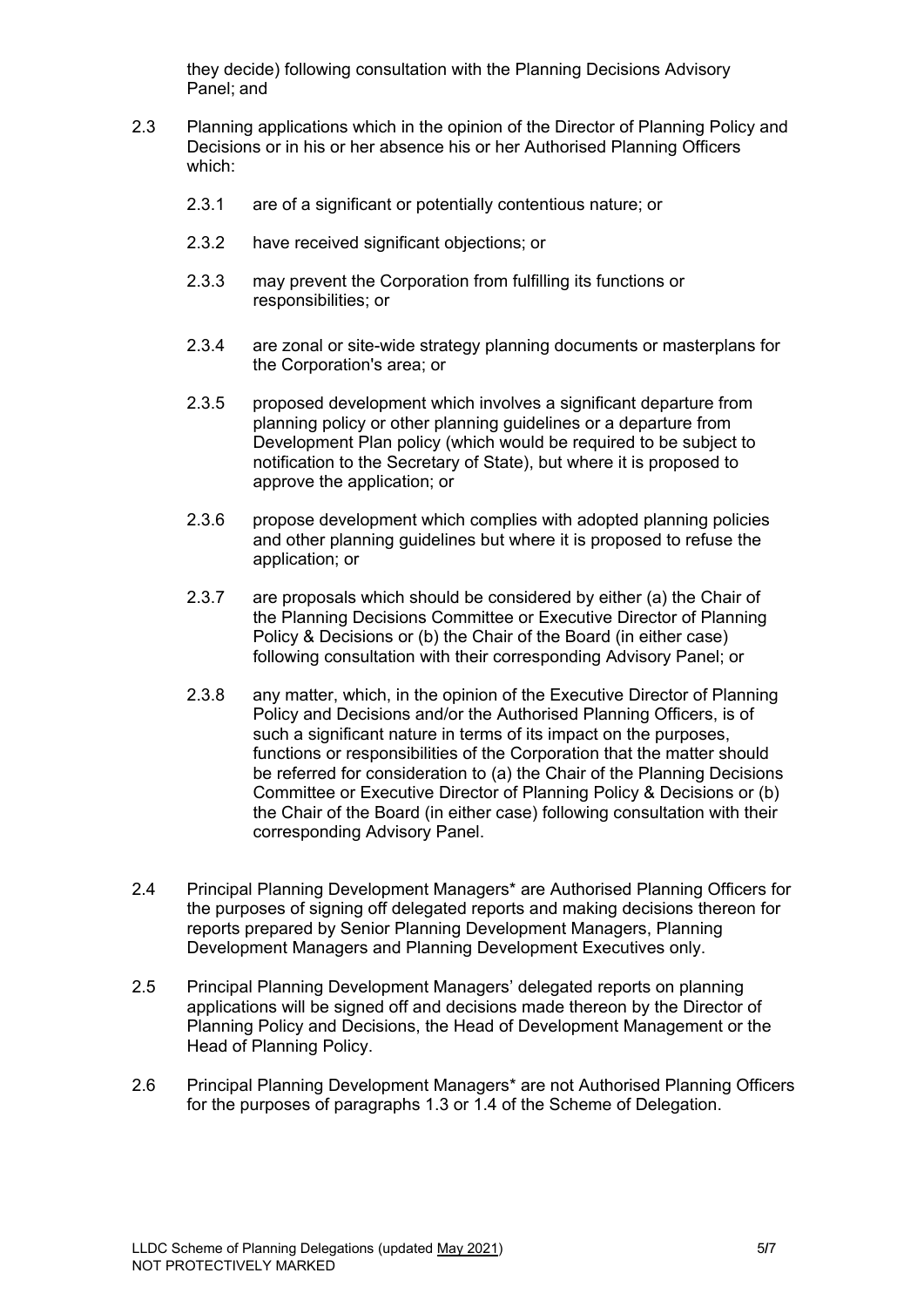they decide) following consultation with the Planning Decisions Advisory Panel; and

2.3 Planning applications which in the opinion of the Director of Planning Policy and Decisions or in his or her absence his or her Authorised Planning Officers which:

2.3.1 are of a significant or potentially contentious nature; or

2.3.2 have received significant objections; or

2.3.3 may prevent the Corporation from fulfilling its functions or responsibilities; or

2.3.4 are zonal or site-wide strategy planning documents or masterplans for the Corporation's area; or

2.3.5 proposed development which involves a significant departure from planning policy or other planning guidelines or a departure from Development Plan policy (which would be required to be subject to notification to the Secretary of State), but where it is proposed to approve the application; or

2.3.6 propose development which complies with adopted planning policies and other planning guidelines but where it is proposed to refuse the application; or

2.3.7 are proposals which should be considered by either (a) the Chair of the Planning Decisions Committee or Executive Director of Planning Policy & Decisions or (b) the Chair of the Board (in either case) following consultation with their corresponding Advisory Panel; or

2.3.8 any matter, which, in the opinion of the Executive Director of Planning Policy and Decisions and/or the Authorised Planning Officers, is of such a significant nature in terms of its impact on the purposes, functions or responsibilities of the Corporation that the matter should be referred for consideration to (a) the Chair of the Planning Decisions Committee or Executive Director of Planning Policy & Decisions or (b) the Chair of the Board (in either case) following consultation with their corresponding Advisory Panel.

2.4 Principal Planning Development Managers* are Authorised Planning Officers for the purposes of signing off delegated reports and making decisions thereon for reports prepared by Senior Planning Development Managers, Planning Development Managers and Planning Development Executives only.

2.5 Principal Planning Development Managers' delegated reports on planning applications will be signed off and decisions made thereon by the Director of Planning Policy and Decisions, the Head of Development Management or the Head of Planning Policy.

2.6 Principal Planning Development Managers* are not Authorised Planning Officers for the purposes of paragraphs 1.3 or 1.4 of the Scheme of Delegation.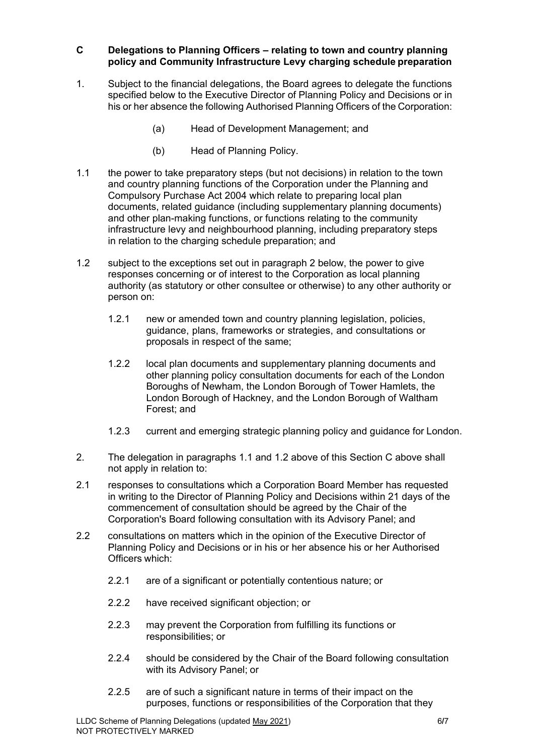## C Delegations to Planning Officers – relating to town and country planning policy and Community Infrastructure Levy charging schedule preparation

1. Subject to the financial delegations, the Board agrees to delegate the functions specified below to the Executive Director of Planning Policy and Decisions or in his or her absence the following Authorised Planning Officers of the Corporation:

   (a) Head of Development Management; and

   (b) Head of Planning Policy.

1.1 the power to take preparatory steps (but not decisions) in relation to the town and country planning functions of the Corporation under the Planning and Compulsory Purchase Act 2004 which relate to preparing local plan documents, related guidance (including supplementary planning documents) and other plan-making functions, or functions relating to the community infrastructure levy and neighbourhood planning, including preparatory steps in relation to the charging schedule preparation; and

1.2 subject to the exceptions set out in paragraph 2 below, the power to give responses concerning or of interest to the Corporation as local planning authority (as statutory or other consultee or otherwise) to any other authority or person on:

   1.2.1 new or amended town and country planning legislation, policies, guidance, plans, frameworks or strategies, and consultations or proposals in respect of the same;

   1.2.2 local plan documents and supplementary planning documents and other planning policy consultation documents for each of the London Boroughs of Newham, the London Borough of Tower Hamlets, the London Borough of Hackney, and the London Borough of Waltham Forest; and

   1.2.3 current and emerging strategic planning policy and guidance for London.

2. The delegation in paragraphs 1.1 and 1.2 above of this Section C above shall not apply in relation to:

2.1 responses to consultations which a Corporation Board Member has requested in writing to the Director of Planning Policy and Decisions within 21 days of the commencement of consultation should be agreed by the Chair of the Corporation's Board following consultation with its Advisory Panel; and

2.2 consultations on matters which in the opinion of the Executive Director of Planning Policy and Decisions or in his or her absence his or her Authorised Officers which:

   2.2.1 are of a significant or potentially contentious nature; or

   2.2.2 have received significant objection; or

   2.2.3 may prevent the Corporation from fulfilling its functions or responsibilities; or

   2.2.4 should be considered by the Chair of the Board following consultation with its Advisory Panel; or

   2.2.5 are of such a significant nature in terms of their impact on the purposes, functions or responsibilities of the Corporation that they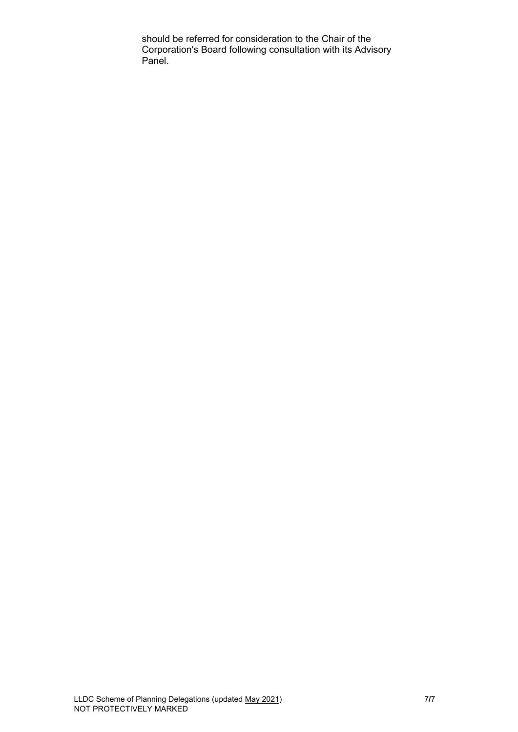should be referred for consideration to the Chair of the Corporation's Board following consultation with its Advisory Panel.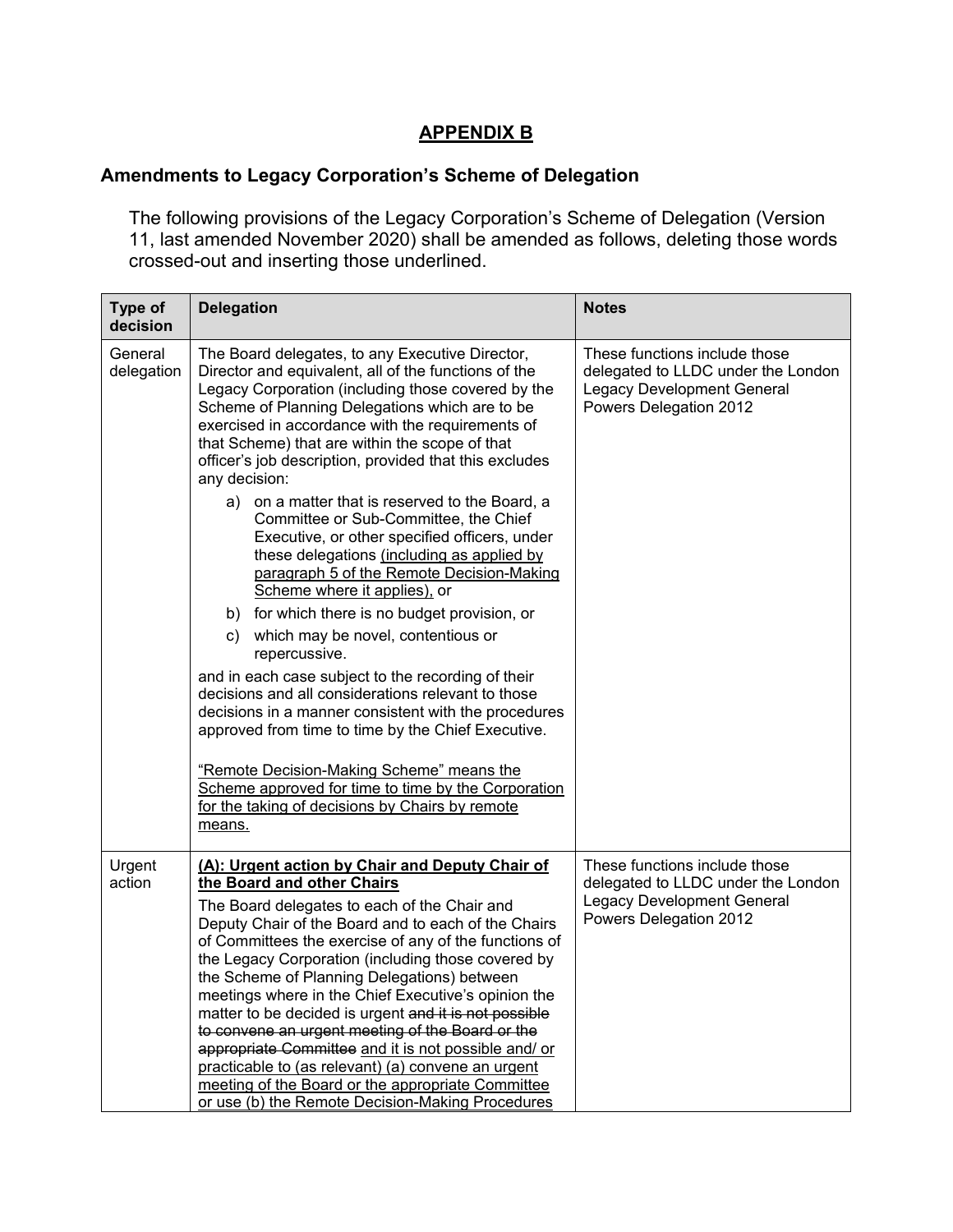## APPENDIX B

### Amendments to Legacy Corporation's Scheme of Delegation

The following provisions of the Legacy Corporation's Scheme of Delegation (Version 11, last amended November 2020) shall be amended as follows, deleting those words crossed-out and inserting those underlined.

| Type of decision | Delegation | Notes |
|---|---|---|
| General delegation | The Board delegates, to any Executive Director, Director and equivalent, all of the functions of the Legacy Corporation (including those covered by the Scheme of Planning Delegations which are to be exercised in accordance with the requirements of that Scheme) that are within the scope of that officer's job description, provided that this excludes any decision:<br>a) on a matter that is reserved to the Board, a Committee or Sub-Committee, the Chief Executive, or other specified officers, under these delegations <u>(including as applied by paragraph 5 of the Remote Decision-Making Scheme where it applies)</u>, or<br>b) for which there is no budget provision, or<br>c) which may be novel, contentious or repercussive.<br>and in each case subject to the recording of their decisions and all considerations relevant to those decisions in a manner consistent with the procedures approved from time to time by the Chief Executive.<br><br><u>"Remote Decision-Making Scheme" means the Scheme approved for time to time by the Corporation for the taking of decisions by Chairs by remote means.</u> | These functions include those delegated to LLDC under the London Legacy Development General Powers Delegation 2012 |
| Urgent action | <u>**(A): Urgent action by Chair and Deputy Chair of the Board and other Chairs**</u><br>The Board delegates to each of the Chair and Deputy Chair of the Board and to each of the Chairs of Committees the exercise of any of the functions of the Legacy Corporation (including those covered by the Scheme of Planning Delegations) between meetings where in the Chief Executive's opinion the matter to be decided is urgent ~~and it is not possible to convene an urgent meeting of the Board or the appropriate Committee~~ <u>and it is not possible and/ or practicable to (as relevant) (a) convene an urgent meeting of the Board or the appropriate Committee or use (b) the Remote Decision-Making Procedures</u> | These functions include those delegated to LLDC under the London Legacy Development General Powers Delegation 2012 |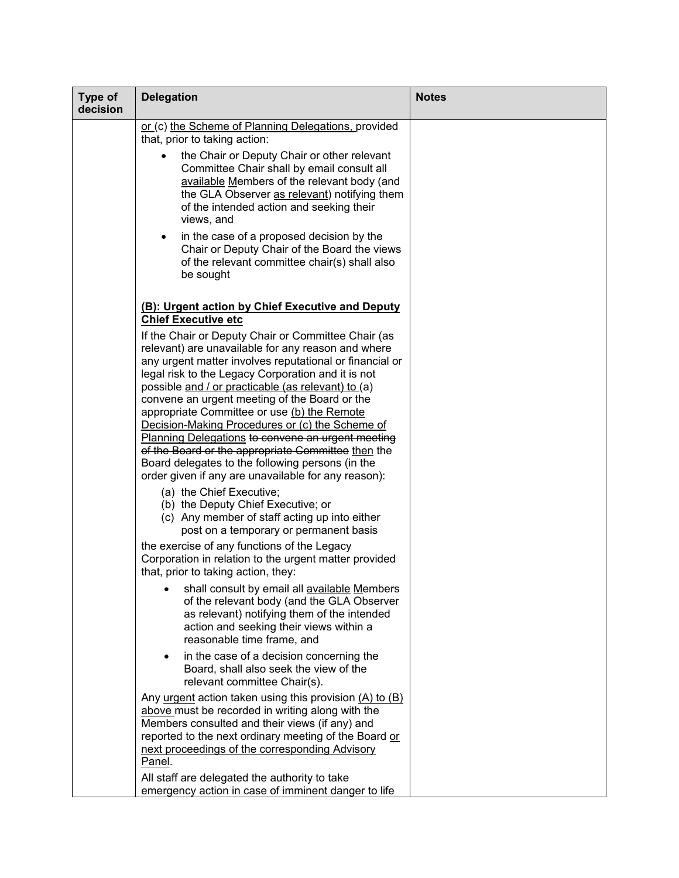| Type of decision | Delegation | Notes |
|---|---|---|
| | or (c) the Scheme of Planning Delegations, provided that, prior to taking action:<br><br>• the Chair or Deputy Chair or other relevant Committee Chair shall by email consult all available Members of the relevant body (and the GLA Observer as relevant) notifying them of the intended action and seeking their views, and<br><br>• in the case of a proposed decision by the Chair or Deputy Chair of the Board the views of the relevant committee chair(s) shall also be sought<br><br>**(B): Urgent action by Chief Executive and Deputy Chief Executive etc**<br><br>If the Chair or Deputy Chair or Committee Chair (as relevant) are unavailable for any reason and where any urgent matter involves reputational or financial or legal risk to the Legacy Corporation and it is not possible and / or practicable (as relevant) to (a) convene an urgent meeting of the Board or the appropriate Committee or use (b) the Remote Decision-Making Procedures or (c) the Scheme of Planning Delegations ~~to convene an urgent meeting of the Board or the appropriate Committee~~ then the Board delegates to the following persons (in the order given if any are unavailable for any reason):<br><br>(a) the Chief Executive;<br>(b) the Deputy Chief Executive; or<br>(c) Any member of staff acting up into either post on a temporary or permanent basis<br><br>the exercise of any functions of the Legacy Corporation in relation to the urgent matter provided that, prior to taking action, they:<br><br>• shall consult by email all available Members of the relevant body (and the GLA Observer as relevant) notifying them of the intended action and seeking their views within a reasonable time frame, and<br><br>• in the case of a decision concerning the Board, shall also seek the view of the relevant committee Chair(s).<br><br>Any urgent action taken using this provision (A) to (B) above must be recorded in writing along with the Members consulted and their views (if any) and reported to the next ordinary meeting of the Board or next proceedings of the corresponding Advisory Panel.<br><br>All staff are delegated the authority to take emergency action in case of imminent danger to life | |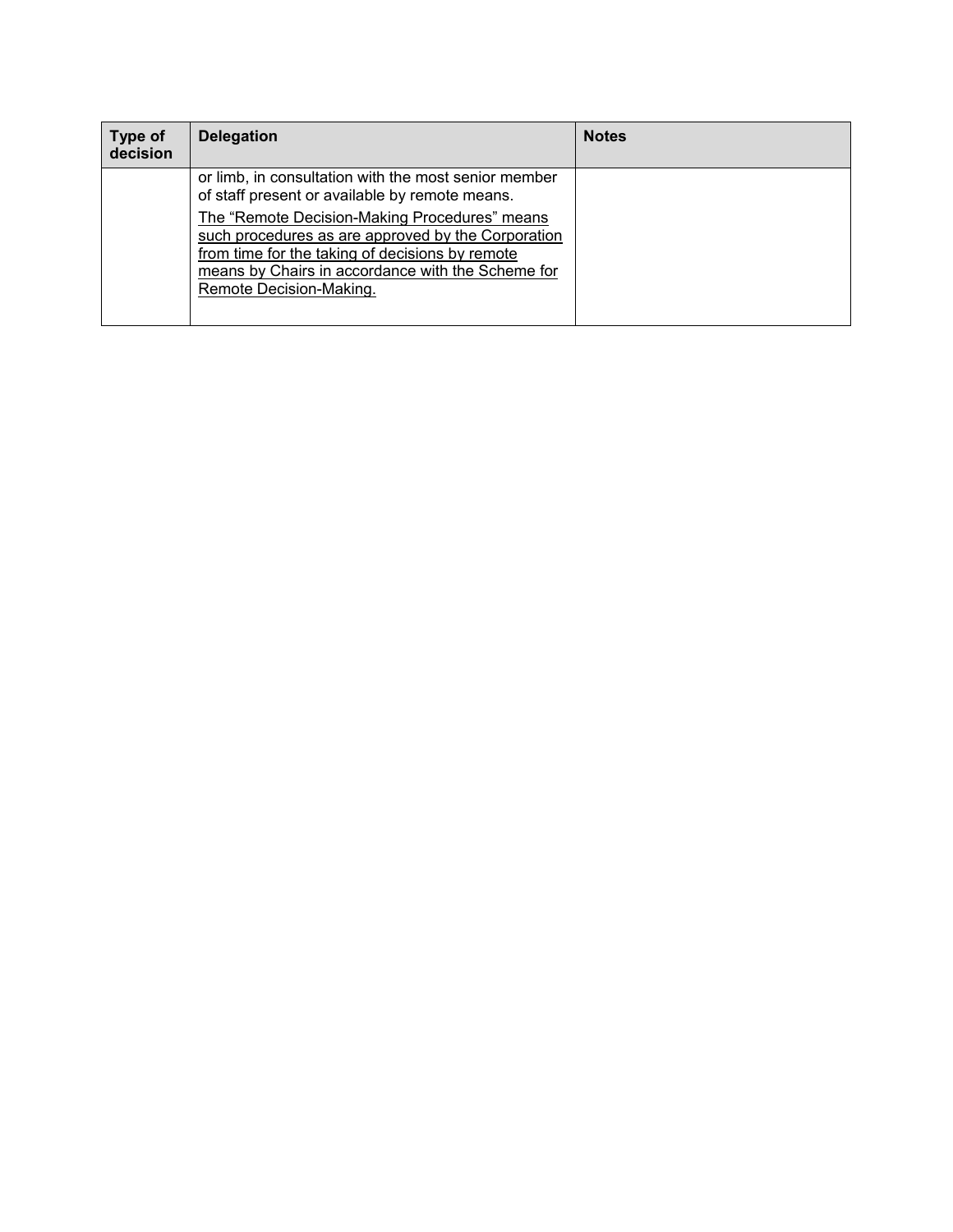| Type of decision | Delegation | Notes |
|---|---|---|
| | or limb, in consultation with the most senior member of staff present or available by remote means.<br>The “Remote Decision-Making Procedures” means such procedures as are approved by the Corporation from time for the taking of decisions by remote means by Chairs in accordance with the Scheme for Remote Decision-Making. | |